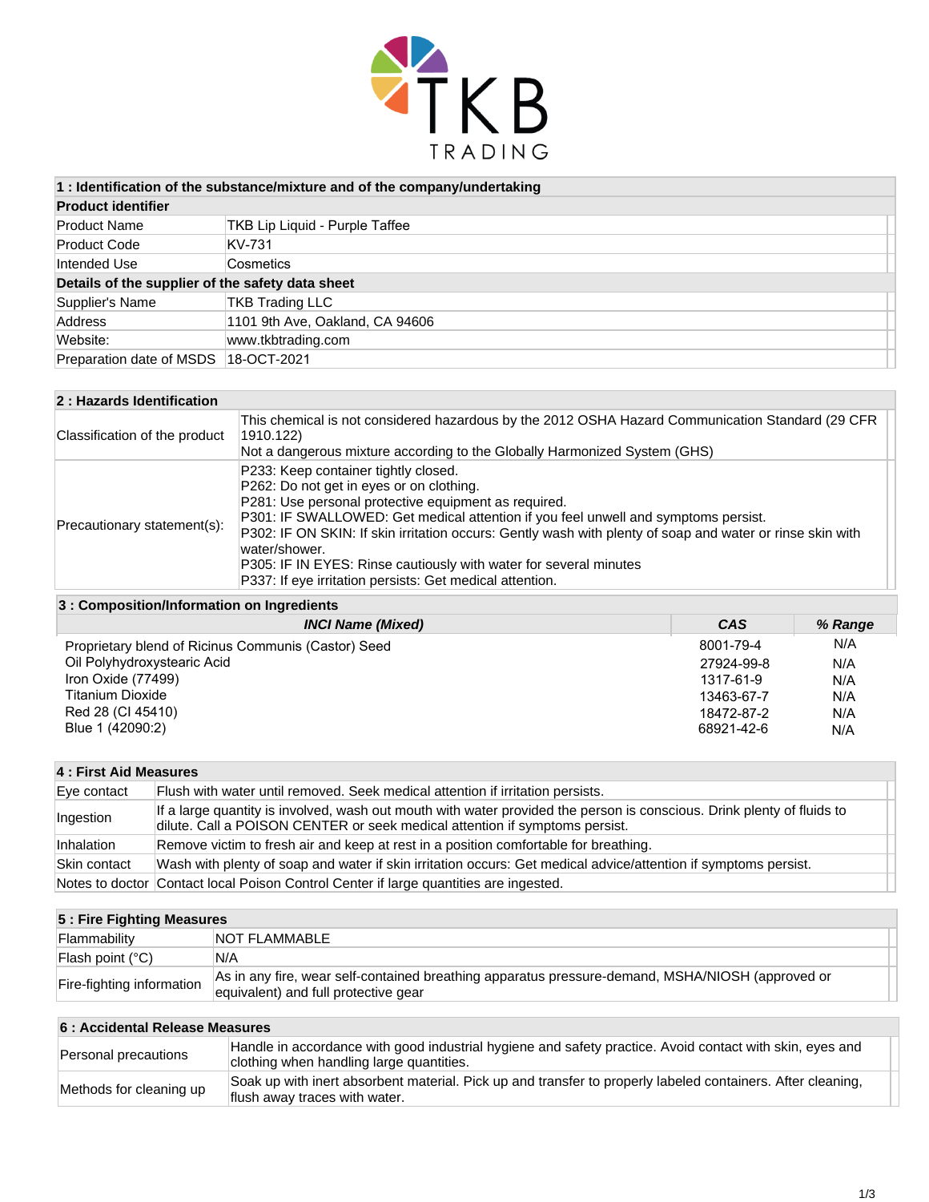TKB TRADING

## 1 : Identification of the substance/mixture and of the company/undertaking

**Product identifier**

| | |
|---|---|
| Product Name | TKB Lip Liquid - Purple Taffee |
| Product Code | KV-731 |
| Intended Use | Cosmetics |

**Details of the supplier of the safety data sheet**

| | |
|---|---|
| Supplier's Name | TKB Trading LLC |
| Address | 1101 9th Ave, Oakland, CA 94606 |
| Website: | www.tkbtrading.com |
| Preparation date of MSDS | 18-OCT-2021 |

## 2 : Hazards Identification

| | |
|---|---|
| Classification of the product | This chemical is not considered hazardous by the 2012 OSHA Hazard Communication Standard (29 CFR 1910.122)<br>Not a dangerous mixture according to the Globally Harmonized System (GHS) |
| Precautionary statement(s): | P233: Keep container tightly closed.<br>P262: Do not get in eyes or on clothing.<br>P281: Use personal protective equipment as required.<br>P301: IF SWALLOWED: Get medical attention if you feel unwell and symptoms persist.<br>P302: IF ON SKIN: If skin irritation occurs: Gently wash with plenty of soap and water or rinse skin with water/shower.<br>P305: IF IN EYES: Rinse cautiously with water for several minutes<br>P337: If eye irritation persists: Get medical attention. |

## 3 : Composition/Information on Ingredients

| *INCI Name (Mixed)* | *CAS* | *% Range* |
|---|---|---|
| Proprietary blend of Ricinus Communis (Castor) Seed | 8001-79-4 | N/A |
| Oil Polyhydroxystearic Acid | 27924-99-8 | N/A |
| Iron Oxide (77499) | 1317-61-9 | N/A |
| Titanium Dioxide | 13463-67-7 | N/A |
| Red 28 (CI 45410) | 18472-87-2 | N/A |
| Blue 1 (42090:2) | 68921-42-6 | N/A |

## 4 : First Aid Measures

| | |
|---|---|
| Eye contact | Flush with water until removed. Seek medical attention if irritation persists. |
| Ingestion | If a large quantity is involved, wash out mouth with water provided the person is conscious. Drink plenty of fluids to dilute. Call a POISON CENTER or seek medical attention if symptoms persist. |
| Inhalation | Remove victim to fresh air and keep at rest in a position comfortable for breathing. |
| Skin contact | Wash with plenty of soap and water if skin irritation occurs: Get medical advice/attention if symptoms persist. |
| Notes to doctor | Contact local Poison Control Center if large quantities are ingested. |

## 5 : Fire Fighting Measures

| | |
|---|---|
| Flammability | NOT FLAMMABLE |
| Flash point (°C) | N/A |
| Fire-fighting information | As in any fire, wear self-contained breathing apparatus pressure-demand, MSHA/NIOSH (approved or equivalent) and full protective gear |

## 6 : Accidental Release Measures

| | |
|---|---|
| Personal precautions | Handle in accordance with good industrial hygiene and safety practice. Avoid contact with skin, eyes and clothing when handling large quantities. |
| Methods for cleaning up | Soak up with inert absorbent material. Pick up and transfer to properly labeled containers. After cleaning, flush away traces with water. |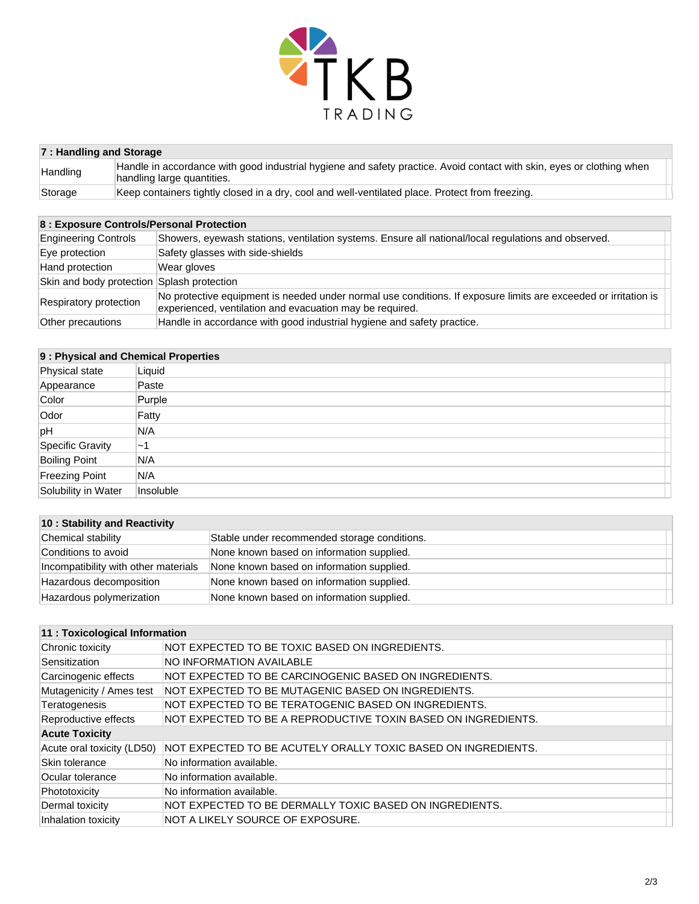| 7 : Handling and Storage | |
|---|---|
| Handling | Handle in accordance with good industrial hygiene and safety practice. Avoid contact with skin, eyes or clothing when handling large quantities. |
| Storage | Keep containers tightly closed in a dry, cool and well-ventilated place. Protect from freezing. |

| 8 : Exposure Controls/Personal Protection | |
|---|---|
| Engineering Controls | Showers, eyewash stations, ventilation systems. Ensure all national/local regulations and observed. |
| Eye protection | Safety glasses with side-shields |
| Hand protection | Wear gloves |
| Skin and body protection | Splash protection |
| Respiratory protection | No protective equipment is needed under normal use conditions. If exposure limits are exceeded or irritation is experienced, ventilation and evacuation may be required. |
| Other precautions | Handle in accordance with good industrial hygiene and safety practice. |

| 9 : Physical and Chemical Properties | |
|---|---|
| Physical state | Liquid |
| Appearance | Paste |
| Color | Purple |
| Odor | Fatty |
| pH | N/A |
| Specific Gravity | ~1 |
| Boiling Point | N/A |
| Freezing Point | N/A |
| Solubility in Water | Insoluble |

| 10 : Stability and Reactivity | |
|---|---|
| Chemical stability | Stable under recommended storage conditions. |
| Conditions to avoid | None known based on information supplied. |
| Incompatibility with other materials | None known based on information supplied. |
| Hazardous decomposition | None known based on information supplied. |
| Hazardous polymerization | None known based on information supplied. |

| 11 : Toxicological Information | |
|---|---|
| Chronic toxicity | NOT EXPECTED TO BE TOXIC BASED ON INGREDIENTS. |
| Sensitization | NO INFORMATION AVAILABLE |
| Carcinogenic effects | NOT EXPECTED TO BE CARCINOGENIC BASED ON INGREDIENTS. |
| Mutagenicity / Ames test | NOT EXPECTED TO BE MUTAGENIC BASED ON INGREDIENTS. |
| Teratogenesis | NOT EXPECTED TO BE TERATOGENIC BASED ON INGREDIENTS. |
| Reproductive effects | NOT EXPECTED TO BE A REPRODUCTIVE TOXIN BASED ON INGREDIENTS. |
| **Acute Toxicity** | |
| Acute oral toxicity (LD50) | NOT EXPECTED TO BE ACUTELY ORALLY TOXIC BASED ON INGREDIENTS. |
| Skin tolerance | No information available. |
| Ocular tolerance | No information available. |
| Phototoxicity | No information available. |
| Dermal toxicity | NOT EXPECTED TO BE DERMALLY TOXIC BASED ON INGREDIENTS. |
| Inhalation toxicity | NOT A LIKELY SOURCE OF EXPOSURE. |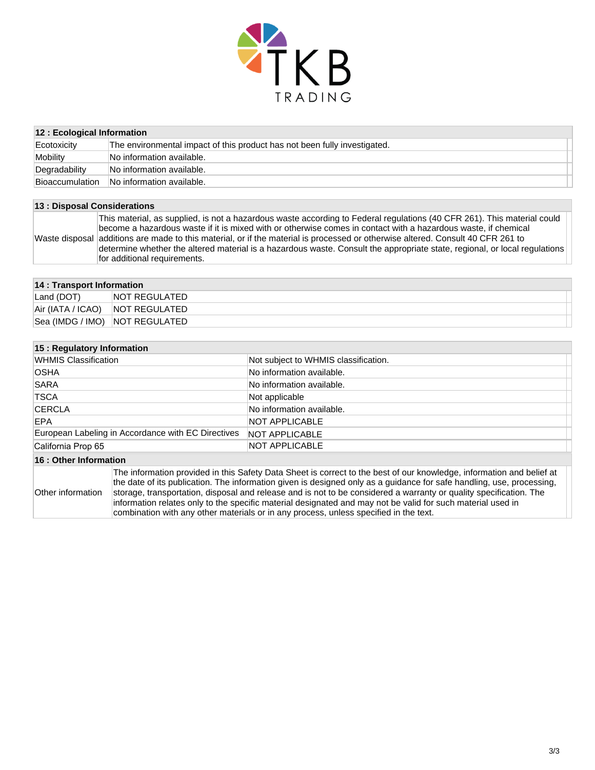TKB TRADING

| 12 : Ecological Information | |
|---|---|
| Ecotoxicity | The environmental impact of this product has not been fully investigated. |
| Mobility | No information available. |
| Degradability | No information available. |
| Bioaccumulation | No information available. |

| 13 : Disposal Considerations | |
|---|---|
| Waste disposal | This material, as supplied, is not a hazardous waste according to Federal regulations (40 CFR 261). This material could become a hazardous waste if it is mixed with or otherwise comes in contact with a hazardous waste, if chemical additions are made to this material, or if the material is processed or otherwise altered. Consult 40 CFR 261 to determine whether the altered material is a hazardous waste. Consult the appropriate state, regional, or local regulations for additional requirements. |

| 14 : Transport Information | |
|---|---|
| Land (DOT) | NOT REGULATED |
| Air (IATA / ICAO) | NOT REGULATED |
| Sea (IMDG / IMO) | NOT REGULATED |

| 15 : Regulatory Information | |
|---|---|
| WHMIS Classification | Not subject to WHMIS classification. |
| OSHA | No information available. |
| SARA | No information available. |
| TSCA | Not applicable |
| CERCLA | No information available. |
| EPA | NOT APPLICABLE |
| European Labeling in Accordance with EC Directives | NOT APPLICABLE |
| California Prop 65 | NOT APPLICABLE |

| 16 : Other Information | |
|---|---|
| Other information | The information provided in this Safety Data Sheet is correct to the best of our knowledge, information and belief at the date of its publication. The information given is designed only as a guidance for safe handling, use, processing, storage, transportation, disposal and release and is not to be considered a warranty or quality specification. The information relates only to the specific material designated and may not be valid for such material used in combination with any other materials or in any process, unless specified in the text. |